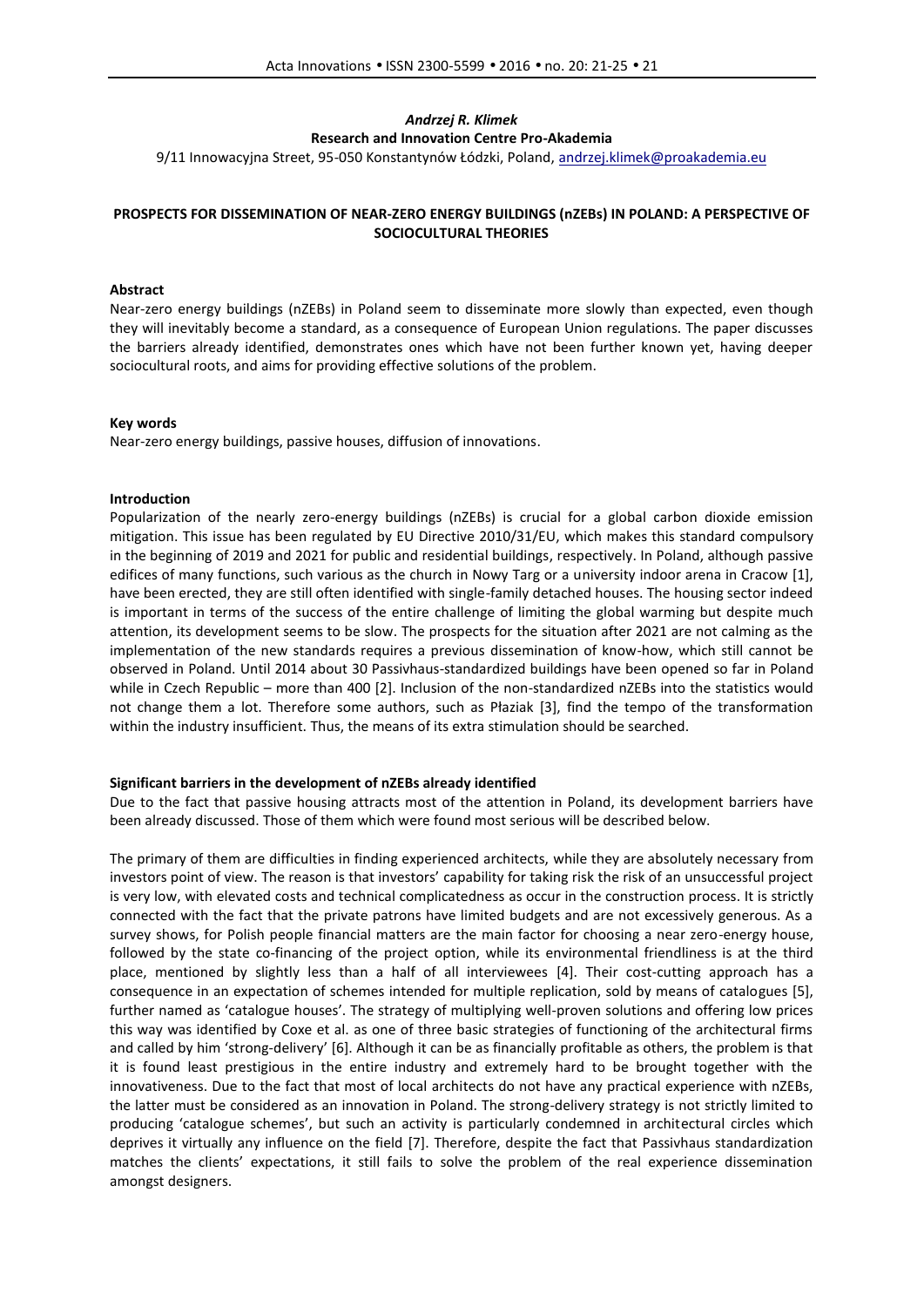*Andrzej R. Klimek*

**Research and Innovation Centre Pro-Akademia**

9/11 Innowacyjna Street, 95-050 Konstantynów Łódzki, Poland, andrzej.klimek@proakademia.eu

# PROSPECTS FOR DISSEMINATION OF NEAR-ZERO ENERGY BUILDINGS (nZEBs) IN POLAND: A PERSPECTIVE OF SOCIOCULTURAL THEORIES

## Abstract

Near-zero energy buildings (nZEBs) in Poland seem to disseminate more slowly than expected, even though they will inevitably become a standard, as a consequence of European Union regulations. The paper discusses the barriers already identified, demonstrates ones which have not been further known yet, having deeper sociocultural roots, and aims for providing effective solutions of the problem.

## Key words

Near-zero energy buildings, passive houses, diffusion of innovations.

## Introduction

Popularization of the nearly zero-energy buildings (nZEBs) is crucial for a global carbon dioxide emission mitigation. This issue has been regulated by EU Directive 2010/31/EU, which makes this standard compulsory in the beginning of 2019 and 2021 for public and residential buildings, respectively. In Poland, although passive edifices of many functions, such various as the church in Nowy Targ or a university indoor arena in Cracow [1], have been erected, they are still often identified with single-family detached houses. The housing sector indeed is important in terms of the success of the entire challenge of limiting the global warming but despite much attention, its development seems to be slow. The prospects for the situation after 2021 are not calming as the implementation of the new standards requires a previous dissemination of know-how, which still cannot be observed in Poland. Until 2014 about 30 Passivhaus-standardized buildings have been opened so far in Poland while in Czech Republic – more than 400 [2]. Inclusion of the non-standardized nZEBs into the statistics would not change them a lot. Therefore some authors, such as Płaziak [3], find the tempo of the transformation within the industry insufficient. Thus, the means of its extra stimulation should be searched.

## Significant barriers in the development of nZEBs already identified

Due to the fact that passive housing attracts most of the attention in Poland, its development barriers have been already discussed. Those of them which were found most serious will be described below.

The primary of them are difficulties in finding experienced architects, while they are absolutely necessary from investors point of view. The reason is that investors' capability for taking risk the risk of an unsuccessful project is very low, with elevated costs and technical complicatedness as occur in the construction process. It is strictly connected with the fact that the private patrons have limited budgets and are not excessively generous. As a survey shows, for Polish people financial matters are the main factor for choosing a near zero-energy house, followed by the state co-financing of the project option, while its environmental friendliness is at the third place, mentioned by slightly less than a half of all interviewees [4]. Their cost-cutting approach has a consequence in an expectation of schemes intended for multiple replication, sold by means of catalogues [5], further named as 'catalogue houses'. The strategy of multiplying well-proven solutions and offering low prices this way was identified by Coxe et al. as one of three basic strategies of functioning of the architectural firms and called by him 'strong-delivery' [6]. Although it can be as financially profitable as others, the problem is that it is found least prestigious in the entire industry and extremely hard to be brought together with the innovativeness. Due to the fact that most of local architects do not have any practical experience with nZEBs, the latter must be considered as an innovation in Poland. The strong-delivery strategy is not strictly limited to producing 'catalogue schemes', but such an activity is particularly condemned in architectural circles which deprives it virtually any influence on the field [7]. Therefore, despite the fact that Passivhaus standardization matches the clients' expectations, it still fails to solve the problem of the real experience dissemination amongst designers.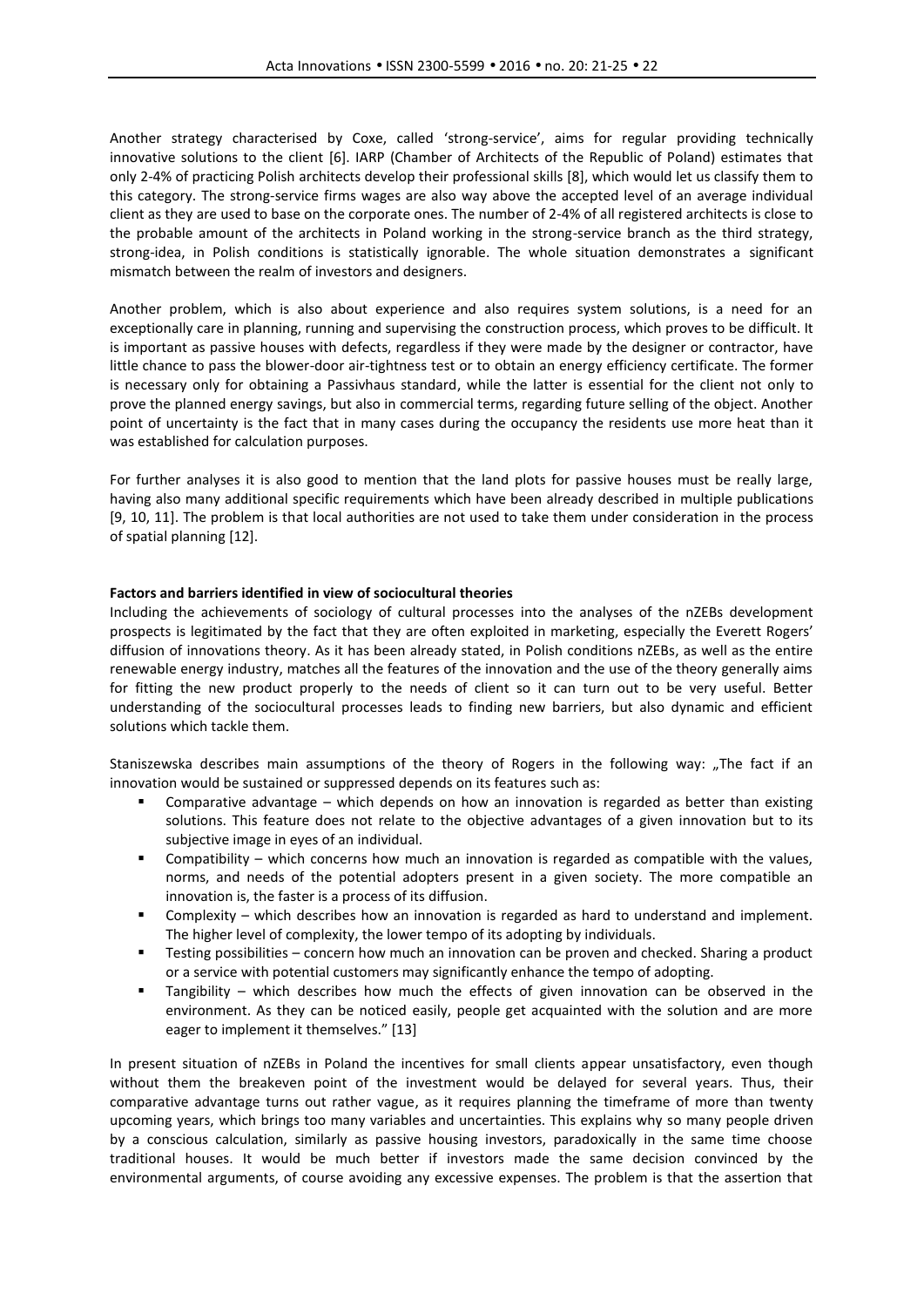Another strategy characterised by Coxe, called 'strong-service', aims for regular providing technically innovative solutions to the client [6]. IARP (Chamber of Architects of the Republic of Poland) estimates that only 2-4% of practicing Polish architects develop their professional skills [8], which would let us classify them to this category. The strong-service firms wages are also way above the accepted level of an average individual client as they are used to base on the corporate ones. The number of 2-4% of all registered architects is close to the probable amount of the architects in Poland working in the strong-service branch as the third strategy, strong-idea, in Polish conditions is statistically ignorable. The whole situation demonstrates a significant mismatch between the realm of investors and designers.

Another problem, which is also about experience and also requires system solutions, is a need for an exceptionally care in planning, running and supervising the construction process, which proves to be difficult. It is important as passive houses with defects, regardless if they were made by the designer or contractor, have little chance to pass the blower-door air-tightness test or to obtain an energy efficiency certificate. The former is necessary only for obtaining a Passivhaus standard, while the latter is essential for the client not only to prove the planned energy savings, but also in commercial terms, regarding future selling of the object. Another point of uncertainty is the fact that in many cases during the occupancy the residents use more heat than it was established for calculation purposes.

For further analyses it is also good to mention that the land plots for passive houses must be really large, having also many additional specific requirements which have been already described in multiple publications [9, 10, 11]. The problem is that local authorities are not used to take them under consideration in the process of spatial planning [12].

**Factors and barriers identified in view of sociocultural theories**

Including the achievements of sociology of cultural processes into the analyses of the nZEBs development prospects is legitimated by the fact that they are often exploited in marketing, especially the Everett Rogers' diffusion of innovations theory. As it has been already stated, in Polish conditions nZEBs, as well as the entire renewable energy industry, matches all the features of the innovation and the use of the theory generally aims for fitting the new product properly to the needs of client so it can turn out to be very useful. Better understanding of the sociocultural processes leads to finding new barriers, but also dynamic and efficient solutions which tackle them.

Staniszewska describes main assumptions of the theory of Rogers in the following way: „The fact if an innovation would be sustained or suppressed depends on its features such as:

- Comparative advantage – which depends on how an innovation is regarded as better than existing solutions. This feature does not relate to the objective advantages of a given innovation but to its subjective image in eyes of an individual.
- Compatibility – which concerns how much an innovation is regarded as compatible with the values, norms, and needs of the potential adopters present in a given society. The more compatible an innovation is, the faster is a process of its diffusion.
- Complexity – which describes how an innovation is regarded as hard to understand and implement. The higher level of complexity, the lower tempo of its adopting by individuals.
- Testing possibilities – concern how much an innovation can be proven and checked. Sharing a product or a service with potential customers may significantly enhance the tempo of adopting.
- Tangibility – which describes how much the effects of given innovation can be observed in the environment. As they can be noticed easily, people get acquainted with the solution and are more eager to implement it themselves." [13]

In present situation of nZEBs in Poland the incentives for small clients appear unsatisfactory, even though without them the breakeven point of the investment would be delayed for several years. Thus, their comparative advantage turns out rather vague, as it requires planning the timeframe of more than twenty upcoming years, which brings too many variables and uncertainties. This explains why so many people driven by a conscious calculation, similarly as passive housing investors, paradoxically in the same time choose traditional houses. It would be much better if investors made the same decision convinced by the environmental arguments, of course avoiding any excessive expenses. The problem is that the assertion that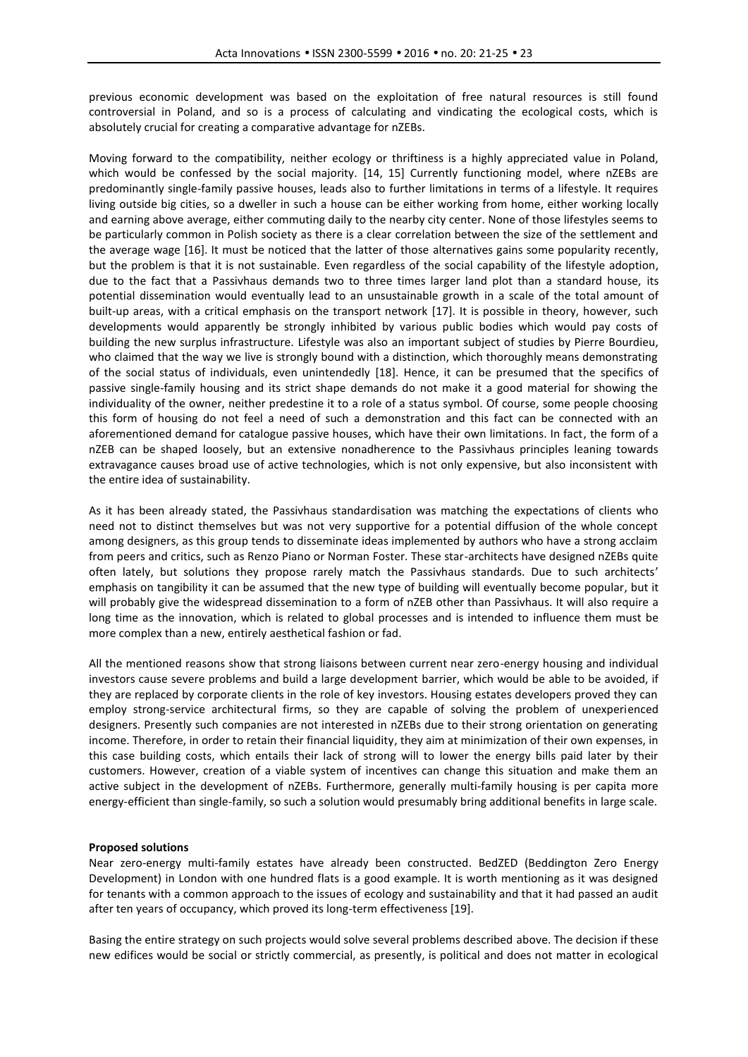previous economic development was based on the exploitation of free natural resources is still found controversial in Poland, and so is a process of calculating and vindicating the ecological costs, which is absolutely crucial for creating a comparative advantage for nZEBs.

Moving forward to the compatibility, neither ecology or thriftiness is a highly appreciated value in Poland, which would be confessed by the social majority. [14, 15] Currently functioning model, where nZEBs are predominantly single-family passive houses, leads also to further limitations in terms of a lifestyle. It requires living outside big cities, so a dweller in such a house can be either working from home, either working locally and earning above average, either commuting daily to the nearby city center. None of those lifestyles seems to be particularly common in Polish society as there is a clear correlation between the size of the settlement and the average wage [16]. It must be noticed that the latter of those alternatives gains some popularity recently, but the problem is that it is not sustainable. Even regardless of the social capability of the lifestyle adoption, due to the fact that a Passivhaus demands two to three times larger land plot than a standard house, its potential dissemination would eventually lead to an unsustainable growth in a scale of the total amount of built-up areas, with a critical emphasis on the transport network [17]. It is possible in theory, however, such developments would apparently be strongly inhibited by various public bodies which would pay costs of building the new surplus infrastructure. Lifestyle was also an important subject of studies by Pierre Bourdieu, who claimed that the way we live is strongly bound with a distinction, which thoroughly means demonstrating of the social status of individuals, even unintendedly [18]. Hence, it can be presumed that the specifics of passive single-family housing and its strict shape demands do not make it a good material for showing the individuality of the owner, neither predestine it to a role of a status symbol. Of course, some people choosing this form of housing do not feel a need of such a demonstration and this fact can be connected with an aforementioned demand for catalogue passive houses, which have their own limitations. In fact, the form of a nZEB can be shaped loosely, but an extensive nonadherence to the Passivhaus principles leaning towards extravagance causes broad use of active technologies, which is not only expensive, but also inconsistent with the entire idea of sustainability.

As it has been already stated, the Passivhaus standardisation was matching the expectations of clients who need not to distinct themselves but was not very supportive for a potential diffusion of the whole concept among designers, as this group tends to disseminate ideas implemented by authors who have a strong acclaim from peers and critics, such as Renzo Piano or Norman Foster. These star-architects have designed nZEBs quite often lately, but solutions they propose rarely match the Passivhaus standards. Due to such architects' emphasis on tangibility it can be assumed that the new type of building will eventually become popular, but it will probably give the widespread dissemination to a form of nZEB other than Passivhaus. It will also require a long time as the innovation, which is related to global processes and is intended to influence them must be more complex than a new, entirely aesthetical fashion or fad.

All the mentioned reasons show that strong liaisons between current near zero-energy housing and individual investors cause severe problems and build a large development barrier, which would be able to be avoided, if they are replaced by corporate clients in the role of key investors. Housing estates developers proved they can employ strong-service architectural firms, so they are capable of solving the problem of unexperienced designers. Presently such companies are not interested in nZEBs due to their strong orientation on generating income. Therefore, in order to retain their financial liquidity, they aim at minimization of their own expenses, in this case building costs, which entails their lack of strong will to lower the energy bills paid later by their customers. However, creation of a viable system of incentives can change this situation and make them an active subject in the development of nZEBs. Furthermore, generally multi-family housing is per capita more energy-efficient than single-family, so such a solution would presumably bring additional benefits in large scale.

**Proposed solutions**

Near zero-energy multi-family estates have already been constructed. BedZED (Beddington Zero Energy Development) in London with one hundred flats is a good example. It is worth mentioning as it was designed for tenants with a common approach to the issues of ecology and sustainability and that it had passed an audit after ten years of occupancy, which proved its long-term effectiveness [19].

Basing the entire strategy on such projects would solve several problems described above. The decision if these new edifices would be social or strictly commercial, as presently, is political and does not matter in ecological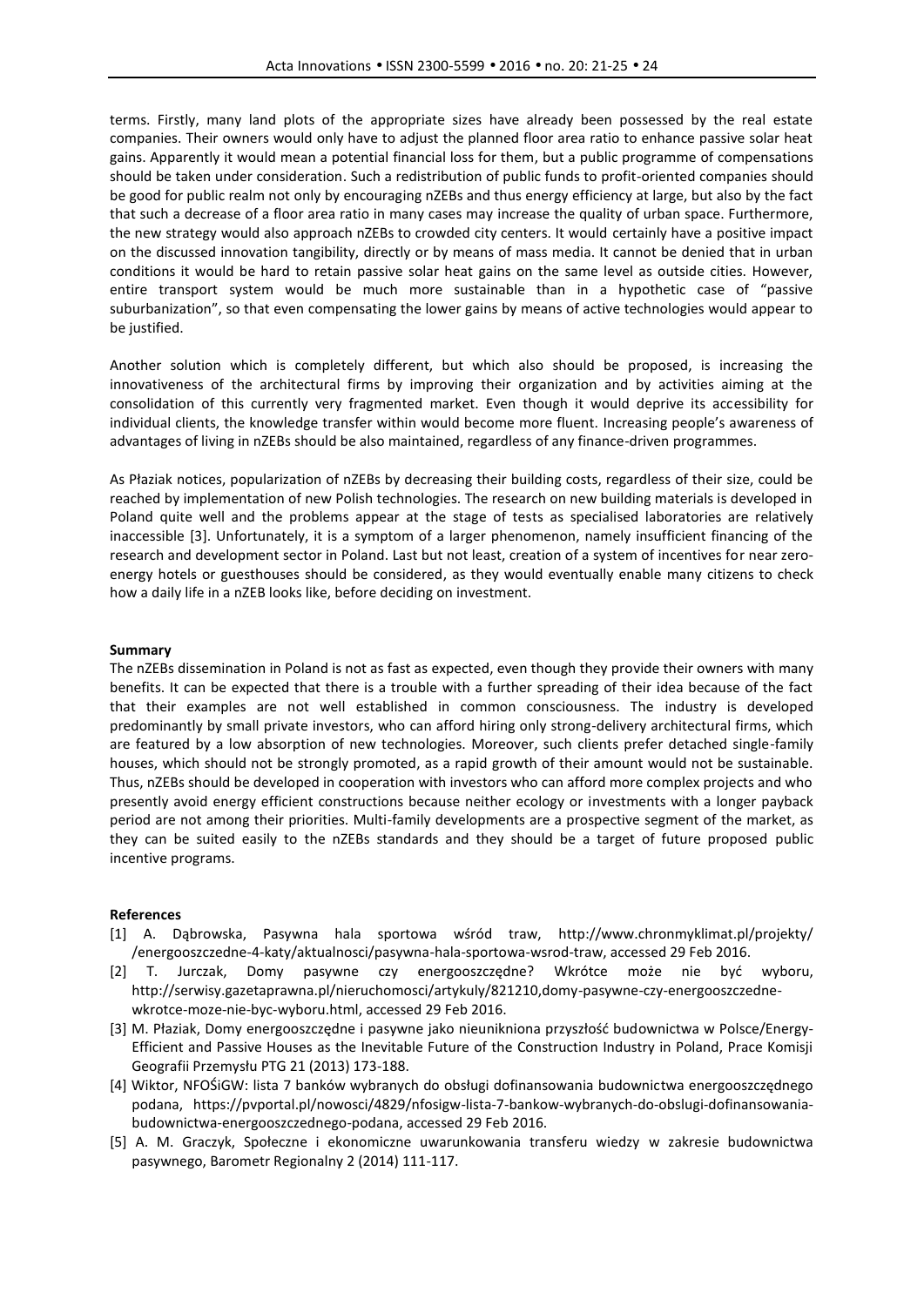terms. Firstly, many land plots of the appropriate sizes have already been possessed by the real estate companies. Their owners would only have to adjust the planned floor area ratio to enhance passive solar heat gains. Apparently it would mean a potential financial loss for them, but a public programme of compensations should be taken under consideration. Such a redistribution of public funds to profit-oriented companies should be good for public realm not only by encouraging nZEBs and thus energy efficiency at large, but also by the fact that such a decrease of a floor area ratio in many cases may increase the quality of urban space. Furthermore, the new strategy would also approach nZEBs to crowded city centers. It would certainly have a positive impact on the discussed innovation tangibility, directly or by means of mass media. It cannot be denied that in urban conditions it would be hard to retain passive solar heat gains on the same level as outside cities. However, entire transport system would be much more sustainable than in a hypothetic case of "passive suburbanization", so that even compensating the lower gains by means of active technologies would appear to be justified.

Another solution which is completely different, but which also should be proposed, is increasing the innovativeness of the architectural firms by improving their organization and by activities aiming at the consolidation of this currently very fragmented market. Even though it would deprive its accessibility for individual clients, the knowledge transfer within would become more fluent. Increasing people's awareness of advantages of living in nZEBs should be also maintained, regardless of any finance-driven programmes.

As Płaziak notices, popularization of nZEBs by decreasing their building costs, regardless of their size, could be reached by implementation of new Polish technologies. The research on new building materials is developed in Poland quite well and the problems appear at the stage of tests as specialised laboratories are relatively inaccessible [3]. Unfortunately, it is a symptom of a larger phenomenon, namely insufficient financing of the research and development sector in Poland. Last but not least, creation of a system of incentives for near zero-energy hotels or guesthouses should be considered, as they would eventually enable many citizens to check how a daily life in a nZEB looks like, before deciding on investment.

**Summary**

The nZEBs dissemination in Poland is not as fast as expected, even though they provide their owners with many benefits. It can be expected that there is a trouble with a further spreading of their idea because of the fact that their examples are not well established in common consciousness. The industry is developed predominantly by small private investors, who can afford hiring only strong-delivery architectural firms, which are featured by a low absorption of new technologies. Moreover, such clients prefer detached single-family houses, which should not be strongly promoted, as a rapid growth of their amount would not be sustainable. Thus, nZEBs should be developed in cooperation with investors who can afford more complex projects and who presently avoid energy efficient constructions because neither ecology or investments with a longer payback period are not among their priorities. Multi-family developments are a prospective segment of the market, as they can be suited easily to the nZEBs standards and they should be a target of future proposed public incentive programs.

**References**

[1] A. Dąbrowska, Pasywna hala sportowa wśród traw, http://www.chronmyklimat.pl/projekty/ /energooszczedne-4-katy/aktualnosci/pasywna-hala-sportowa-wsrod-traw, accessed 29 Feb 2016.

[2] T. Jurczak, Domy pasywne czy energooszczędne? Wkrótce może nie być wyboru, http://serwisy.gazetaprawna.pl/nieruchomosci/artykuly/821210,domy-pasywne-czy-energooszczedne-wkrotce-moze-nie-byc-wyboru.html, accessed 29 Feb 2016.

[3] M. Płaziak, Domy energooszczędne i pasywne jako nieunikniona przyszłość budownictwa w Polsce/Energy-Efficient and Passive Houses as the Inevitable Future of the Construction Industry in Poland, Prace Komisji Geografii Przemysłu PTG 21 (2013) 173-188.

[4] Wiktor, NFOŚiGW: lista 7 banków wybranych do obsługi dofinansowania budownictwa energooszczędnego podana, https://pvportal.pl/nowosci/4829/nfosigw-lista-7-bankow-wybranych-do-obslugi-dofinansowania-budownictwa-energooszczednego-podana, accessed 29 Feb 2016.

[5] A. M. Graczyk, Społeczne i ekonomiczne uwarunkowania transferu wiedzy w zakresie budownictwa pasywnego, Barometr Regionalny 2 (2014) 111-117.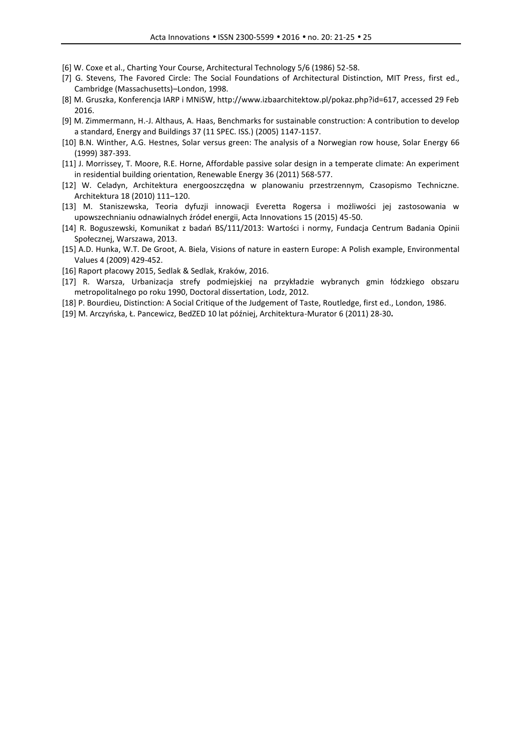[6] W. Coxe et al., Charting Your Course, Architectural Technology 5/6 (1986) 52-58.

[7] G. Stevens, The Favored Circle: The Social Foundations of Architectural Distinction, MIT Press, first ed., Cambridge (Massachusetts)–London, 1998.

[8] M. Gruszka, Konferencja IARP i MNiSW, http://www.izbaarchitektow.pl/pokaz.php?id=617, accessed 29 Feb 2016.

[9] M. Zimmermann, H.-J. Althaus, A. Haas, Benchmarks for sustainable construction: A contribution to develop a standard, Energy and Buildings 37 (11 SPEC. ISS.) (2005) 1147-1157.

[10] B.N. Winther, A.G. Hestnes, Solar versus green: The analysis of a Norwegian row house, Solar Energy 66 (1999) 387-393.

[11] J. Morrissey, T. Moore, R.E. Horne, Affordable passive solar design in a temperate climate: An experiment in residential building orientation, Renewable Energy 36 (2011) 568-577.

[12] W. Celadyn, Architektura energooszczędna w planowaniu przestrzennym, Czasopismo Techniczne. Architektura 18 (2010) 111–120.

[13] M. Staniszewska, Teoria dyfuzji innowacji Everetta Rogersa i możliwości jej zastosowania w upowszechnianiu odnawialnych źródeł energii, Acta Innovations 15 (2015) 45-50.

[14] R. Boguszewski, Komunikat z badań BS/111/2013: Wartości i normy, Fundacja Centrum Badania Opinii Społecznej, Warszawa, 2013.

[15] A.D. Hunka, W.T. De Groot, A. Biela, Visions of nature in eastern Europe: A Polish example, Environmental Values 4 (2009) 429-452.

[16] Raport płacowy 2015, Sedlak & Sedlak, Kraków, 2016.

[17] R. Warsza, Urbanizacja strefy podmiejskiej na przykładzie wybranych gmin łódzkiego obszaru metropolitalnego po roku 1990, Doctoral dissertation, Lodz, 2012.

[18] P. Bourdieu, Distinction: A Social Critique of the Judgement of Taste, Routledge, first ed., London, 1986.

[19] M. Arczyńska, Ł. Pancewicz, BedZED 10 lat później, Architektura-Murator 6 (2011) 28-30.